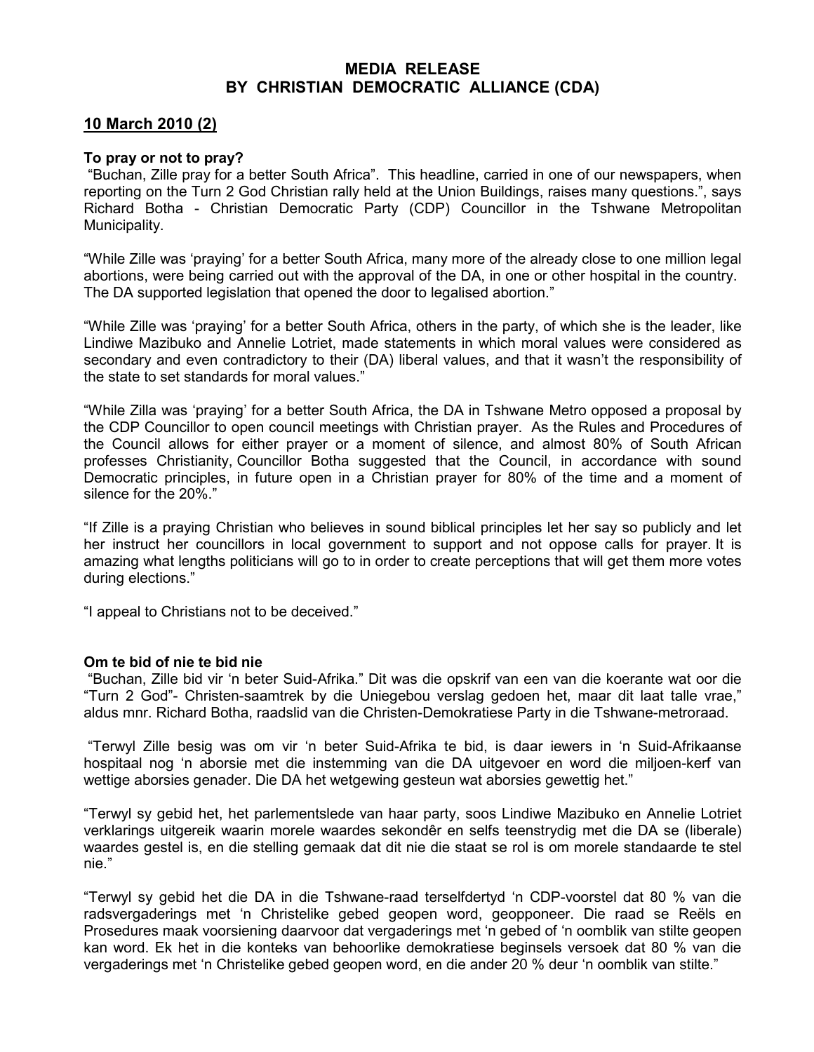# MEDIA RELEASE
# BY CHRISTIAN DEMOCRATIC ALLIANCE (CDA)

## 10 March 2010 (2)

### To pray or not to pray?

"Buchan, Zille pray for a better South Africa". This headline, carried in one of our newspapers, when reporting on the Turn 2 God Christian rally held at the Union Buildings, raises many questions.", says Richard Botha - Christian Democratic Party (CDP) Councillor in the Tshwane Metropolitan Municipality.

"While Zille was 'praying' for a better South Africa, many more of the already close to one million legal abortions, were being carried out with the approval of the DA, in one or other hospital in the country. The DA supported legislation that opened the door to legalised abortion."

"While Zille was 'praying' for a better South Africa, others in the party, of which she is the leader, like Lindiwe Mazibuko and Annelie Lotriet, made statements in which moral values were considered as secondary and even contradictory to their (DA) liberal values, and that it wasn't the responsibility of the state to set standards for moral values."

"While Zilla was 'praying' for a better South Africa, the DA in Tshwane Metro opposed a proposal by the CDP Councillor to open council meetings with Christian prayer. As the Rules and Procedures of the Council allows for either prayer or a moment of silence, and almost 80% of South African professes Christianity, Councillor Botha suggested that the Council, in accordance with sound Democratic principles, in future open in a Christian prayer for 80% of the time and a moment of silence for the 20%."

"If Zille is a praying Christian who believes in sound biblical principles let her say so publicly and let her instruct her councillors in local government to support and not oppose calls for prayer. It is amazing what lengths politicians will go to in order to create perceptions that will get them more votes during elections."

"I appeal to Christians not to be deceived."

### Om te bid of nie te bid nie

"Buchan, Zille bid vir 'n beter Suid-Afrika." Dit was die opskrif van een van die koerante wat oor die "Turn 2 God"- Christen-saamtrek by die Uniegebou verslag gedoen het, maar dit laat talle vrae," aldus mnr. Richard Botha, raadslid van die Christen-Demokratiese Party in die Tshwane-metroraad.

"Terwyl Zille besig was om vir 'n beter Suid-Afrika te bid, is daar iewers in 'n Suid-Afrikaanse hospitaal nog 'n aborsie met die instemming van die DA uitgevoer en word die miljoen-kerf van wettige aborsies genader. Die DA het wetgewing gesteun wat aborsies gewettig het."

"Terwyl sy gebid het, het parlementslede van haar party, soos Lindiwe Mazibuko en Annelie Lotriet verklarings uitgereik waarin morele waardes sekondêr en selfs teenstrydig met die DA se (liberale) waardes gestel is, en die stelling gemaak dat dit nie die staat se rol is om morele standaarde te stel nie."

"Terwyl sy gebid het die DA in die Tshwane-raad terselfdertyd 'n CDP-voorstel dat 80 % van die radsvergaderings met 'n Christelike gebed geopen word, geopponeer. Die raad se Reëls en Prosedures maak voorsiening daarvoor dat vergaderings met 'n gebed of 'n oomblik van stilte geopen kan word. Ek het in die konteks van behoorlike demokratiese beginsels versoek dat 80 % van die vergaderings met 'n Christelike gebed geopen word, en die ander 20 % deur 'n oomblik van stilte."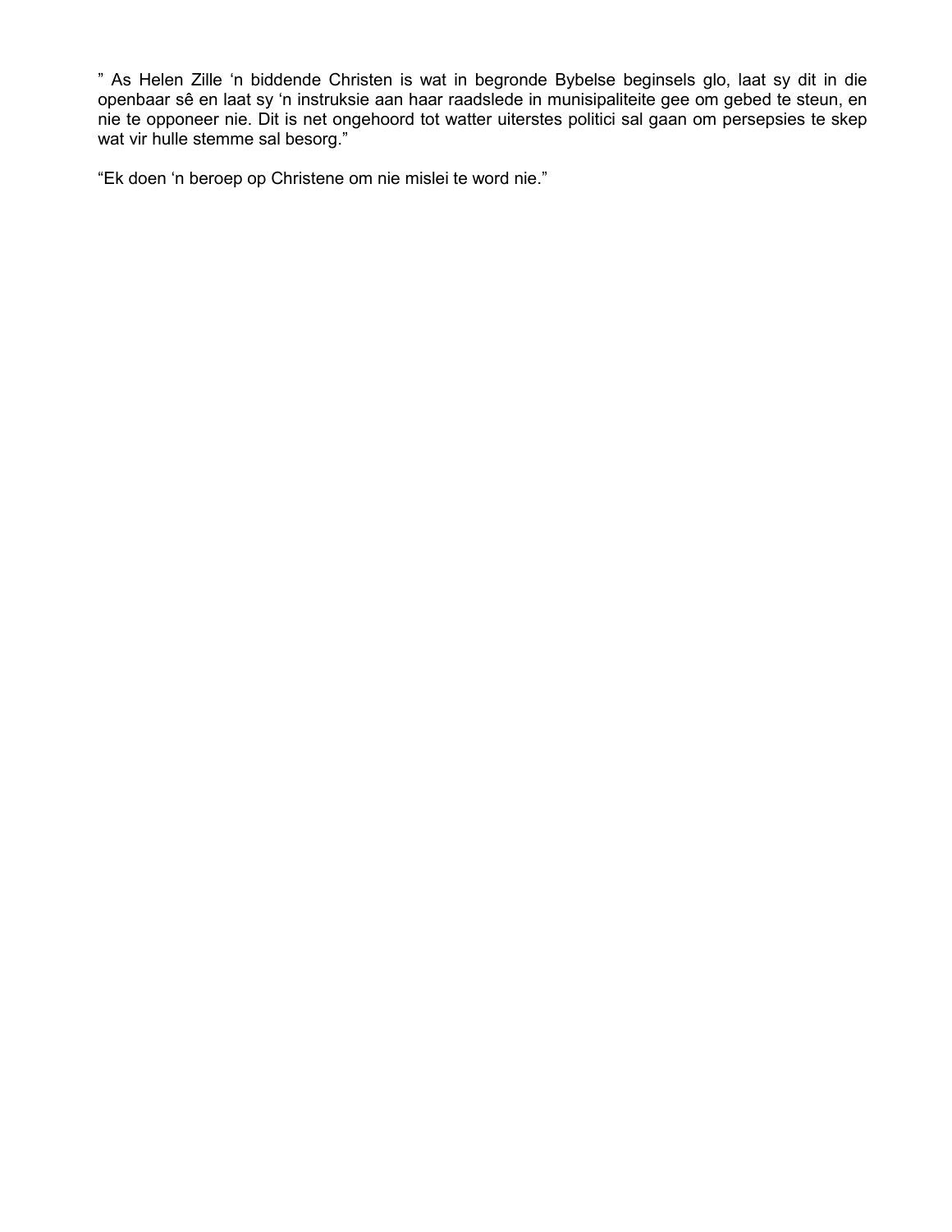” As Helen Zille ‘n biddende Christen is wat in begronde Bybelse beginsels glo, laat sy dit in die openbaar sê en laat sy ‘n instruksie aan haar raadslede in munisipaliteite gee om gebed te steun, en nie te opponeer nie. Dit is net ongehoord tot watter uiterstes politici sal gaan om persepsies te skep wat vir hulle stemme sal besorg.”

“Ek doen ‘n beroep op Christene om nie mislei te word nie.”